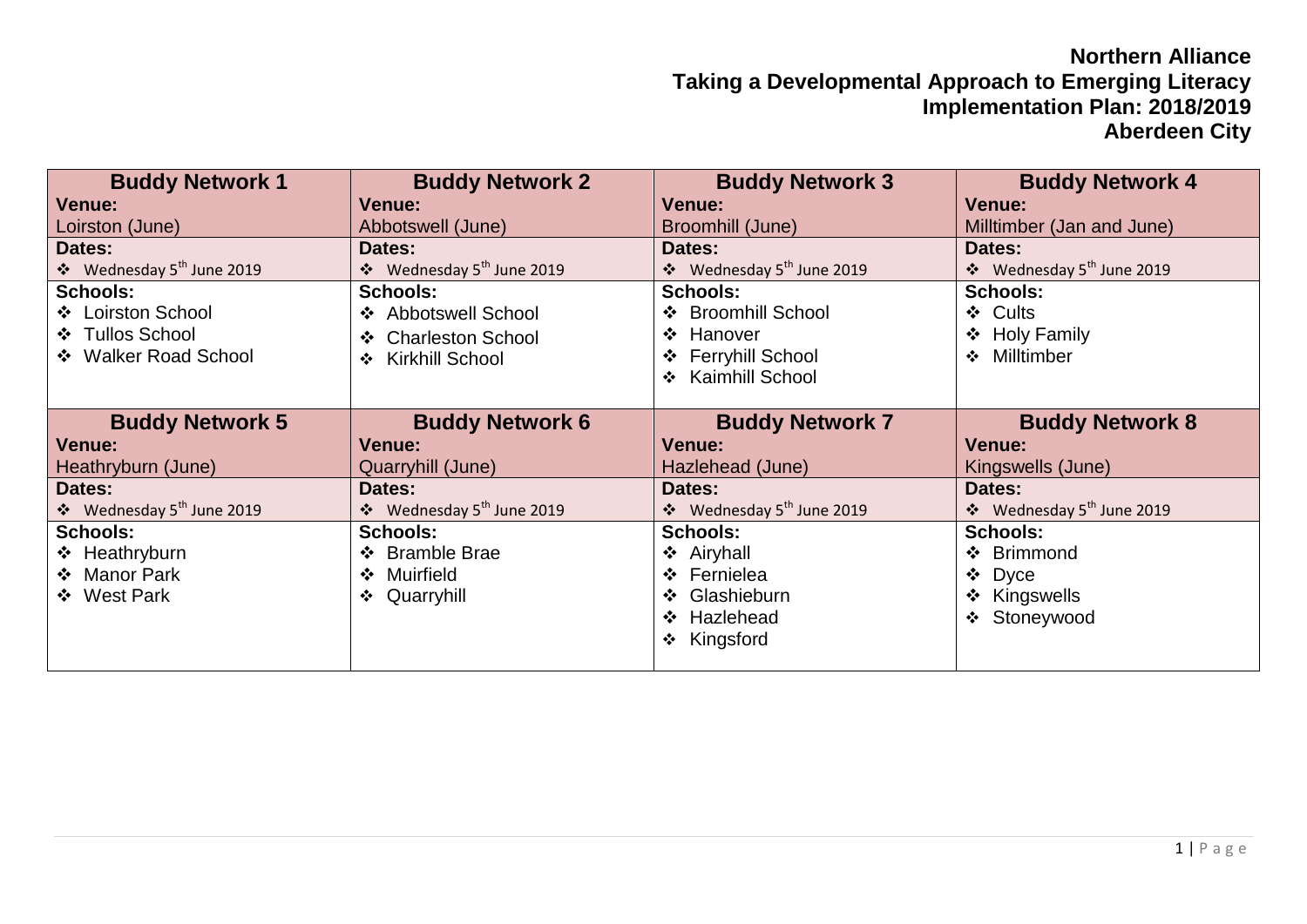# Northern Alliance
## Taking a Developmental Approach to Emerging Literacy
## Implementation Plan: 2018/2019
## Aberdeen City

| Buddy Network 1 | Buddy Network 2 | Buddy Network 3 | Buddy Network 4 |
|---|---|---|---|
| **Venue:** Loirston (June) | **Venue:** Abbotswell (June) | **Venue:** Broomhill (June) | **Venue:** Milltimber (Jan and June) |
| **Dates:** ❖ Wednesday 5th June 2019 | **Dates:** ❖ Wednesday 5th June 2019 | **Dates:** ❖ Wednesday 5th June 2019 | **Dates:** ❖ Wednesday 5th June 2019 |
| **Schools:** ❖ Loirston School ❖ Tullos School ❖ Walker Road School | **Schools:** ❖ Abbotswell School ❖ Charleston School ❖ Kirkhill School | **Schools:** ❖ Broomhill School ❖ Hanover ❖ Ferryhill School ❖ Kaimhill School | **Schools:** ❖ Cults ❖ Holy Family ❖ Milltimber |
| **Buddy Network 5** | **Buddy Network 6** | **Buddy Network 7** | **Buddy Network 8** |
| **Venue:** Heathryburn (June) | **Venue:** Quarryhill (June) | **Venue:** Hazlehead (June) | **Venue:** Kingswells (June) |
| **Dates:** ❖ Wednesday 5th June 2019 | **Dates:** ❖ Wednesday 5th June 2019 | **Dates:** ❖ Wednesday 5th June 2019 | **Dates:** ❖ Wednesday 5th June 2019 |
| **Schools:** ❖ Heathryburn ❖ Manor Park ❖ West Park | **Schools:** ❖ Bramble Brae ❖ Muirfield ❖ Quarryhill | **Schools:** ❖ Airyhall ❖ Fernielea ❖ Glashieburn ❖ Hazlehead ❖ Kingsford | **Schools:** ❖ Brimmond ❖ Dyce ❖ Kingswells ❖ Stoneywood |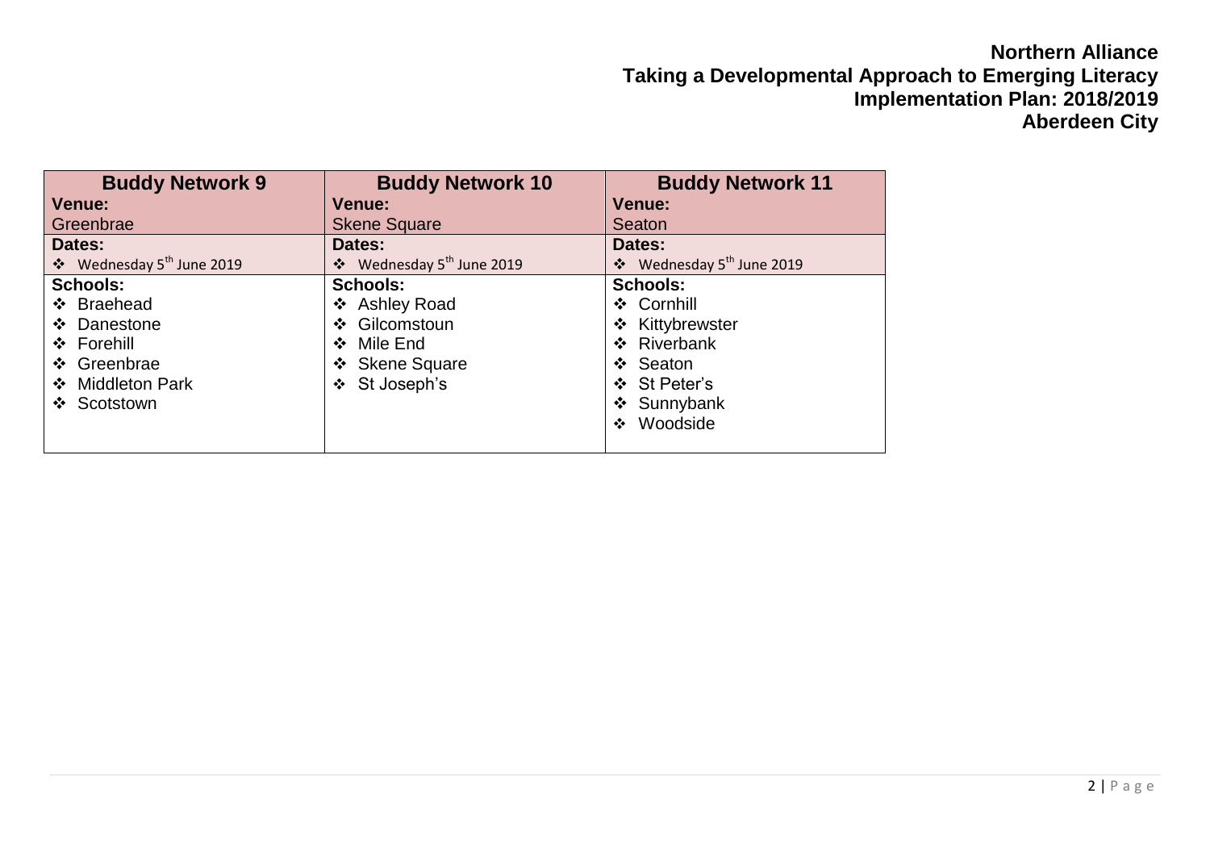**Northern Alliance**
**Taking a Developmental Approach to Emerging Literacy**
**Implementation Plan: 2018/2019**
**Aberdeen City**

| **Buddy Network 9** | **Buddy Network 10** | **Buddy Network 11** |
|---|---|---|
| **Venue:** Greenbrae | **Venue:** Skene Square | **Venue:** Seaton |
| **Dates:** ❖ Wednesday 5th June 2019 | **Dates:** ❖ Wednesday 5th June 2019 | **Dates:** ❖ Wednesday 5th June 2019 |
| **Schools:** ❖ Braehead ❖ Danestone ❖ Forehill ❖ Greenbrae ❖ Middleton Park ❖ Scotstown | **Schools:** ❖ Ashley Road ❖ Gilcomstoun ❖ Mile End ❖ Skene Square ❖ St Joseph's | **Schools:** ❖ Cornhill ❖ Kittybrewster ❖ Riverbank ❖ Seaton ❖ St Peter's ❖ Sunnybank ❖ Woodside |